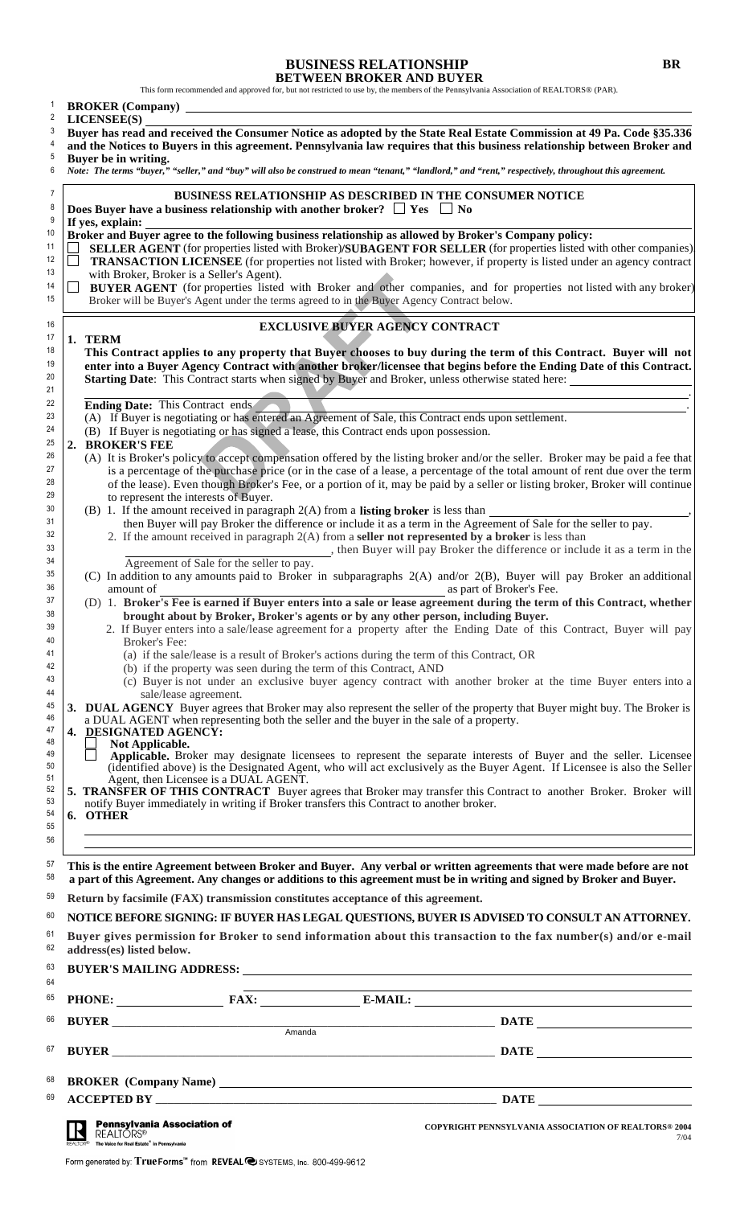# BUSINESS RELATIONSHIP BETWEEN BROKER AND BUYER

This form recommended and approved for, but not restricted to use by, the members of the Pennsylvania Association of REALTORS® (PAR).

**BROKER (Company)** ______________________

**LICENSEE(S)** ______________________

**Buyer has read and received the Consumer Notice as adopted by the State Real Estate Commission at 49 Pa. Code §35.336 and the Notices to Buyers in this agreement. Pennsylvania law requires that this business relationship between Broker and Buyer be in writing.**

*Note: The terms "buyer," "seller," and "buy" will also be construed to mean "tenant," "landlord," and "rent," respectively, throughout this agreement.*

## BUSINESS RELATIONSHIP AS DESCRIBED IN THE CONSUMER NOTICE

**Does Buyer have a business relationship with another broker?** ☐ Yes ☐ No

**If yes, explain:** ______________________

**Broker and Buyer agree to the following business relationship as allowed by Broker's Company policy:**

☐ **SELLER AGENT** (for properties listed with Broker)/**SUBAGENT FOR SELLER** (for properties listed with other companies)

☐ **TRANSACTION LICENSEE** (for properties not listed with Broker; however, if property is listed under an agency contract with Broker, Broker is a Seller's Agent).

☐ **BUYER AGENT** (for properties listed with Broker and other companies, and for properties not listed with any broker) Broker will be Buyer's Agent under the terms agreed to in the Buyer Agency Contract below.

## EXCLUSIVE BUYER AGENCY CONTRACT

**1. TERM**

**This Contract applies to any property that Buyer chooses to buy during the term of this Contract. Buyer will not enter into a Buyer Agency Contract with another broker/licensee that begins before the Ending Date of this Contract.**

**Starting Date**: This Contract starts when signed by Buyer and Broker, unless otherwise stated here: ______________________.

**Ending Date:** This Contract ends ______________________.

(A) If Buyer is negotiating or has entered an Agreement of Sale, this Contract ends upon settlement.

(B) If Buyer is negotiating or has signed a lease, this Contract ends upon possession.

**2. BROKER'S FEE**

(A) It is Broker's policy to accept compensation offered by the listing broker and/or the seller. Broker may be paid a fee that is a percentage of the purchase price (or in the case of a lease, a percentage of the total amount of rent due over the term of the lease). Even though Broker's Fee, or a portion of it, may be paid by a seller or listing broker, Broker will continue to represent the interests of Buyer.

(B) 1. If the amount received in paragraph 2(A) from a **listing broker** is less than ______________________, then Buyer will pay Broker the difference or include it as a term in the Agreement of Sale for the seller to pay.

2. If the amount received in paragraph 2(A) from a **seller not represented by a broker** is less than ______________________, then Buyer will pay Broker the difference or include it as a term in the Agreement of Sale for the seller to pay.

(C) In addition to any amounts paid to Broker in subparagraphs 2(A) and/or 2(B), Buyer will pay Broker an additional amount of ______________________ as part of Broker's Fee.

(D) 1. **Broker's Fee is earned if Buyer enters into a sale or lease agreement during the term of this Contract, whether brought about by Broker, Broker's agents or by any other person, including Buyer.**

2. If Buyer enters into a sale/lease agreement for a property after the Ending Date of this Contract, Buyer will pay Broker's Fee:

(a) if the sale/lease is a result of Broker's actions during the term of this Contract, OR

(b) if the property was seen during the term of this Contract, AND

(c) Buyer is not under an exclusive buyer agency contract with another broker at the time Buyer enters into a sale/lease agreement.

**3. DUAL AGENCY** Buyer agrees that Broker may also represent the seller of the property that Buyer might buy. The Broker is a DUAL AGENT when representing both the seller and the buyer in the sale of a property.

**4. DESIGNATED AGENCY:**

☐ **Not Applicable.**

☐ **Applicable.** Broker may designate licensees to represent the separate interests of Buyer and the seller. Licensee (identified above) is the Designated Agent, who will act exclusively as the Buyer Agent. If Licensee is also the Seller Agent, then Licensee is a DUAL AGENT.

**5. TRANSFER OF THIS CONTRACT** Buyer agrees that Broker may transfer this Contract to another Broker. Broker will notify Buyer immediately in writing if Broker transfers this Contract to another broker.

**6. OTHER**

______________________

______________________

**This is the entire Agreement between Broker and Buyer. Any verbal or written agreements that were made before are not a part of this Agreement. Any changes or additions to this agreement must be in writing and signed by Broker and Buyer.**

**Return by facsimile (FAX) transmission constitutes acceptance of this agreement.**

**NOTICE BEFORE SIGNING: IF BUYER HAS LEGAL QUESTIONS, BUYER IS ADVISED TO CONSULT AN ATTORNEY.**

**Buyer gives permission for Broker to send information about this transaction to the fax number(s) and/or e-mail address(es) listed below.**

**BUYER'S MAILING ADDRESS:** ______________________

**PHONE:** ____________ **FAX:** ____________ **E-MAIL:** ______________________

**BUYER** ______________________ Amanda **DATE** ____________

**BUYER** ______________________ **DATE** ____________

**BROKER (Company Name)** ______________________

**ACCEPTED BY** ______________________ **DATE** ____________

Pennsylvania Association of REALTORS®

COPYRIGHT PENNSYLVANIA ASSOCIATION OF REALTORS® 2004 7/04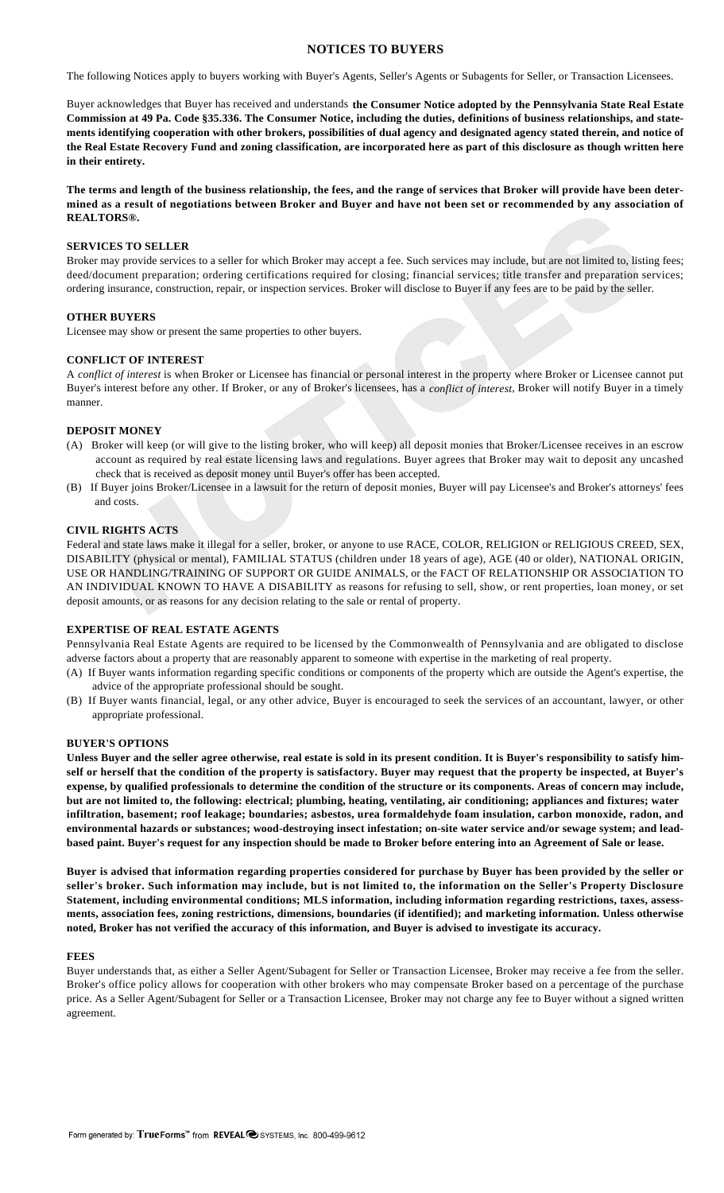# NOTICES TO BUYERS

The following Notices apply to buyers working with Buyer's Agents, Seller's Agents or Subagents for Seller, or Transaction Licensees.

Buyer acknowledges that Buyer has received and understands **the Consumer Notice adopted by the Pennsylvania State Real Estate Commission at 49 Pa. Code §35.336. The Consumer Notice, including the duties, definitions of business relationships, and statements identifying cooperation with other brokers, possibilities of dual agency and designated agency stated therein, and notice of the Real Estate Recovery Fund and zoning classification, are incorporated here as part of this disclosure as though written here in their entirety.**

**The terms and length of the business relationship, the fees, and the range of services that Broker will provide have been determined as a result of negotiations between Broker and Buyer and have not been set or recommended by any association of REALTORS®.**

### SERVICES TO SELLER

Broker may provide services to a seller for which Broker may accept a fee. Such services may include, but are not limited to, listing fees; deed/document preparation; ordering certifications required for closing; financial services; title transfer and preparation services; ordering insurance, construction, repair, or inspection services. Broker will disclose to Buyer if any fees are to be paid by the seller.

### OTHER BUYERS

Licensee may show or present the same properties to other buyers.

### CONFLICT OF INTEREST

A *conflict of interest* is when Broker or Licensee has financial or personal interest in the property where Broker or Licensee cannot put Buyer's interest before any other. If Broker, or any of Broker's licensees, has a *conflict of interest*, Broker will notify Buyer in a timely manner.

### DEPOSIT MONEY

(A) Broker will keep (or will give to the listing broker, who will keep) all deposit monies that Broker/Licensee receives in an escrow account as required by real estate licensing laws and regulations. Buyer agrees that Broker may wait to deposit any uncashed check that is received as deposit money until Buyer's offer has been accepted.

(B) If Buyer joins Broker/Licensee in a lawsuit for the return of deposit monies, Buyer will pay Licensee's and Broker's attorneys' fees and costs.

### CIVIL RIGHTS ACTS

Federal and state laws make it illegal for a seller, broker, or anyone to use RACE, COLOR, RELIGION or RELIGIOUS CREED, SEX, DISABILITY (physical or mental), FAMILIAL STATUS (children under 18 years of age), AGE (40 or older), NATIONAL ORIGIN, USE OR HANDLING/TRAINING OF SUPPORT OR GUIDE ANIMALS, or the FACT OF RELATIONSHIP OR ASSOCIATION TO AN INDIVIDUAL KNOWN TO HAVE A DISABILITY as reasons for refusing to sell, show, or rent properties, loan money, or set deposit amounts, or as reasons for any decision relating to the sale or rental of property.

### EXPERTISE OF REAL ESTATE AGENTS

Pennsylvania Real Estate Agents are required to be licensed by the Commonwealth of Pennsylvania and are obligated to disclose adverse factors about a property that are reasonably apparent to someone with expertise in the marketing of real property.

(A) If Buyer wants information regarding specific conditions or components of the property which are outside the Agent's expertise, the advice of the appropriate professional should be sought.

(B) If Buyer wants financial, legal, or any other advice, Buyer is encouraged to seek the services of an accountant, lawyer, or other appropriate professional.

### BUYER'S OPTIONS

**Unless Buyer and the seller agree otherwise, real estate is sold in its present condition. It is Buyer's responsibility to satisfy himself or herself that the condition of the property is satisfactory. Buyer may request that the property be inspected, at Buyer's expense, by qualified professionals to determine the condition of the structure or its components. Areas of concern may include, but are not limited to, the following: electrical; plumbing, heating, ventilating, air conditioning; appliances and fixtures; water infiltration, basement; roof leakage; boundaries; asbestos, urea formaldehyde foam insulation, carbon monoxide, radon, and environmental hazards or substances; wood-destroying insect infestation; on-site water service and/or sewage system; and lead-based paint. Buyer's request for any inspection should be made to Broker before entering into an Agreement of Sale or lease.**

**Buyer is advised that information regarding properties considered for purchase by Buyer has been provided by the seller or seller's broker. Such information may include, but is not limited to, the information on the Seller's Property Disclosure Statement, including environmental conditions; MLS information, including information regarding restrictions, taxes, assessments, association fees, zoning restrictions, dimensions, boundaries (if identified); and marketing information. Unless otherwise noted, Broker has not verified the accuracy of this information, and Buyer is advised to investigate its accuracy.**

### FEES

Buyer understands that, as either a Seller Agent/Subagent for Seller or Transaction Licensee, Broker may receive a fee from the seller. Broker's office policy allows for cooperation with other brokers who may compensate Broker based on a percentage of the purchase price. As a Seller Agent/Subagent for Seller or a Transaction Licensee, Broker may not charge any fee to Buyer without a signed written agreement.